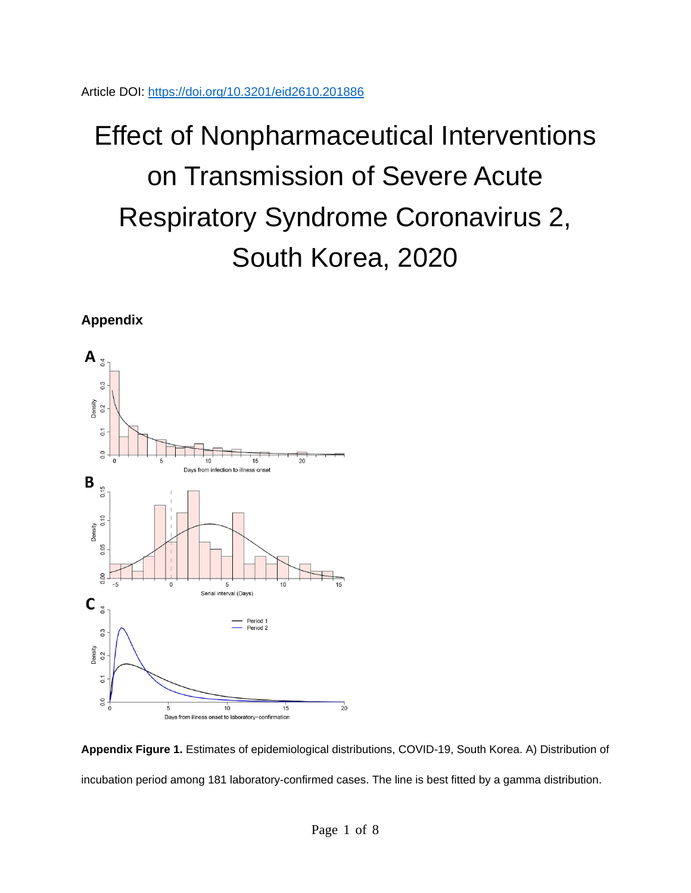Article DOI: https://doi.org/10.3201/eid2610.201886

# Effect of Nonpharmaceutical Interventions on Transmission of Severe Acute Respiratory Syndrome Coronavirus 2, South Korea, 2020

## Appendix

**Appendix Figure 1.** Estimates of epidemiological distributions, COVID-19, South Korea. A) Distribution of incubation period among 181 laboratory-confirmed cases. The line is best fitted by a gamma distribution.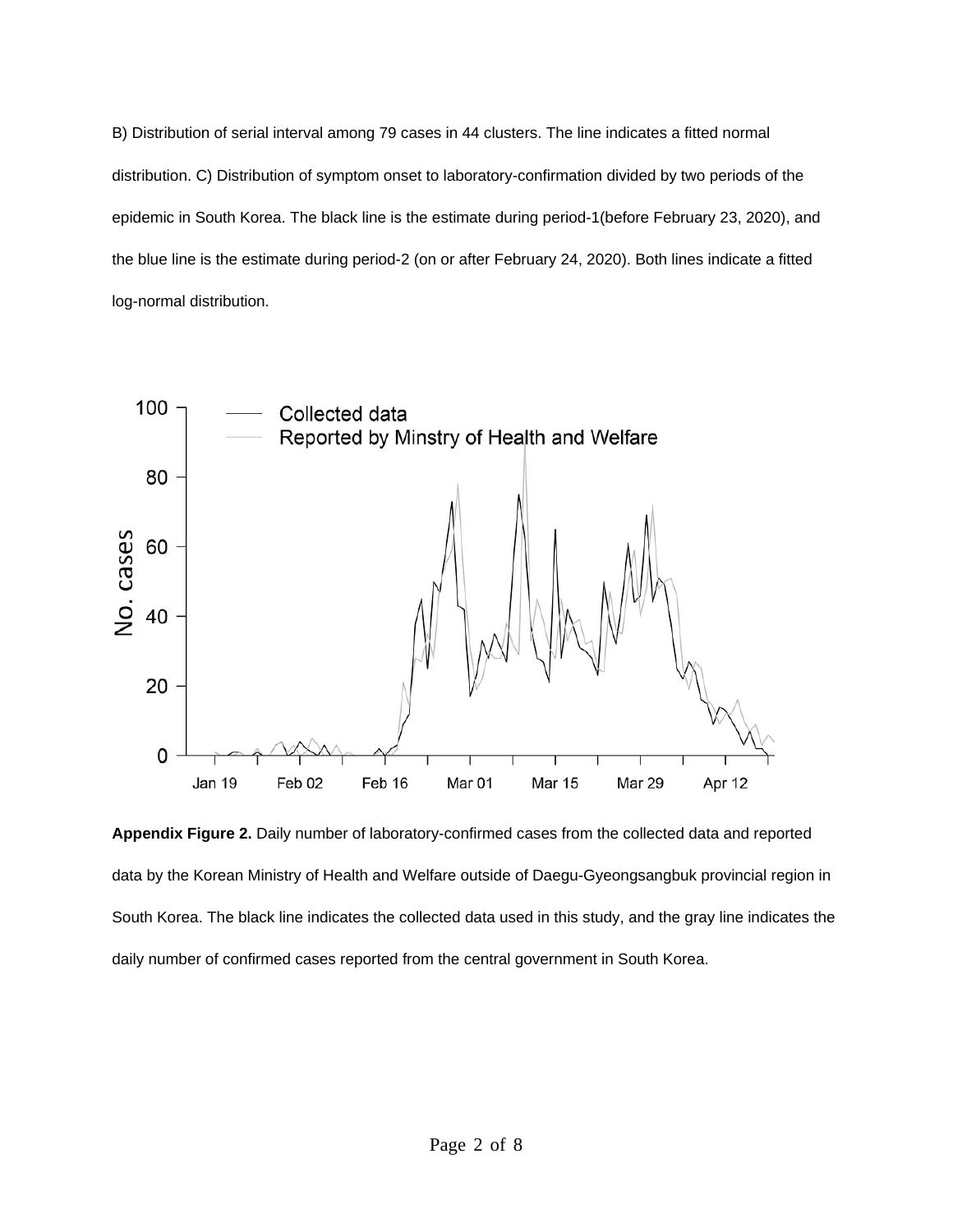B) Distribution of serial interval among 79 cases in 44 clusters. The line indicates a fitted normal distribution. C) Distribution of symptom onset to laboratory-confirmation divided by two periods of the epidemic in South Korea. The black line is the estimate during period-1(before February 23, 2020), and the blue line is the estimate during period-2 (on or after February 24, 2020). Both lines indicate a fitted log-normal distribution.

**Appendix Figure 2.** Daily number of laboratory-confirmed cases from the collected data and reported data by the Korean Ministry of Health and Welfare outside of Daegu-Gyeongsangbuk provincial region in South Korea. The black line indicates the collected data used in this study, and the gray line indicates the daily number of confirmed cases reported from the central government in South Korea.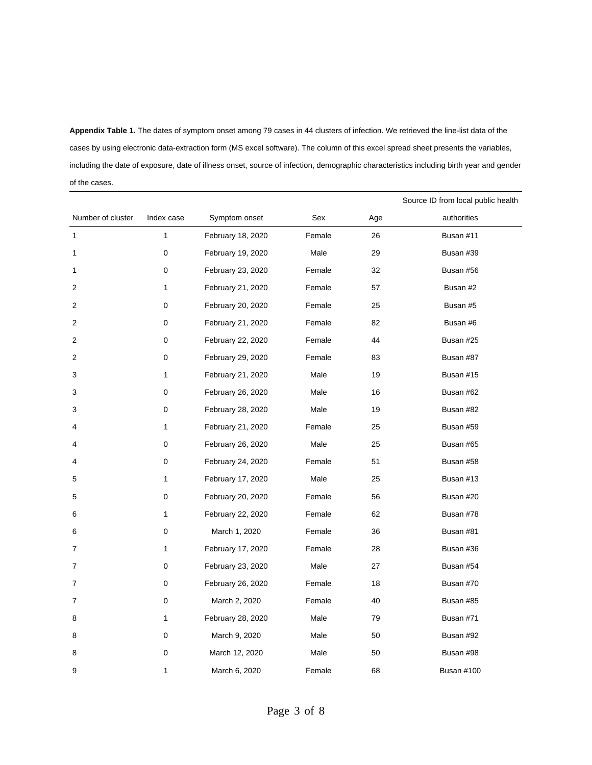**Appendix Table 1.** The dates of symptom onset among 79 cases in 44 clusters of infection. We retrieved the line-list data of the cases by using electronic data-extraction form (MS excel software). The column of this excel spread sheet presents the variables, including the date of exposure, date of illness onset, source of infection, demographic characteristics including birth year and gender of the cases.

| Number of cluster | Index case | Symptom onset | Sex | Age | Source ID from local public health authorities |
|---|---|---|---|---|---|
| 1 | 1 | February 18, 2020 | Female | 26 | Busan #11 |
| 1 | 0 | February 19, 2020 | Male | 29 | Busan #39 |
| 1 | 0 | February 23, 2020 | Female | 32 | Busan #56 |
| 2 | 1 | February 21, 2020 | Female | 57 | Busan #2 |
| 2 | 0 | February 20, 2020 | Female | 25 | Busan #5 |
| 2 | 0 | February 21, 2020 | Female | 82 | Busan #6 |
| 2 | 0 | February 22, 2020 | Female | 44 | Busan #25 |
| 2 | 0 | February 29, 2020 | Female | 83 | Busan #87 |
| 3 | 1 | February 21, 2020 | Male | 19 | Busan #15 |
| 3 | 0 | February 26, 2020 | Male | 16 | Busan #62 |
| 3 | 0 | February 28, 2020 | Male | 19 | Busan #82 |
| 4 | 1 | February 21, 2020 | Female | 25 | Busan #59 |
| 4 | 0 | February 26, 2020 | Male | 25 | Busan #65 |
| 4 | 0 | February 24, 2020 | Female | 51 | Busan #58 |
| 5 | 1 | February 17, 2020 | Male | 25 | Busan #13 |
| 5 | 0 | February 20, 2020 | Female | 56 | Busan #20 |
| 6 | 1 | February 22, 2020 | Female | 62 | Busan #78 |
| 6 | 0 | March 1, 2020 | Female | 36 | Busan #81 |
| 7 | 1 | February 17, 2020 | Female | 28 | Busan #36 |
| 7 | 0 | February 23, 2020 | Male | 27 | Busan #54 |
| 7 | 0 | February 26, 2020 | Female | 18 | Busan #70 |
| 7 | 0 | March 2, 2020 | Female | 40 | Busan #85 |
| 8 | 1 | February 28, 2020 | Male | 79 | Busan #71 |
| 8 | 0 | March 9, 2020 | Male | 50 | Busan #92 |
| 8 | 0 | March 12, 2020 | Male | 50 | Busan #98 |
| 9 | 1 | March 6, 2020 | Female | 68 | Busan #100 |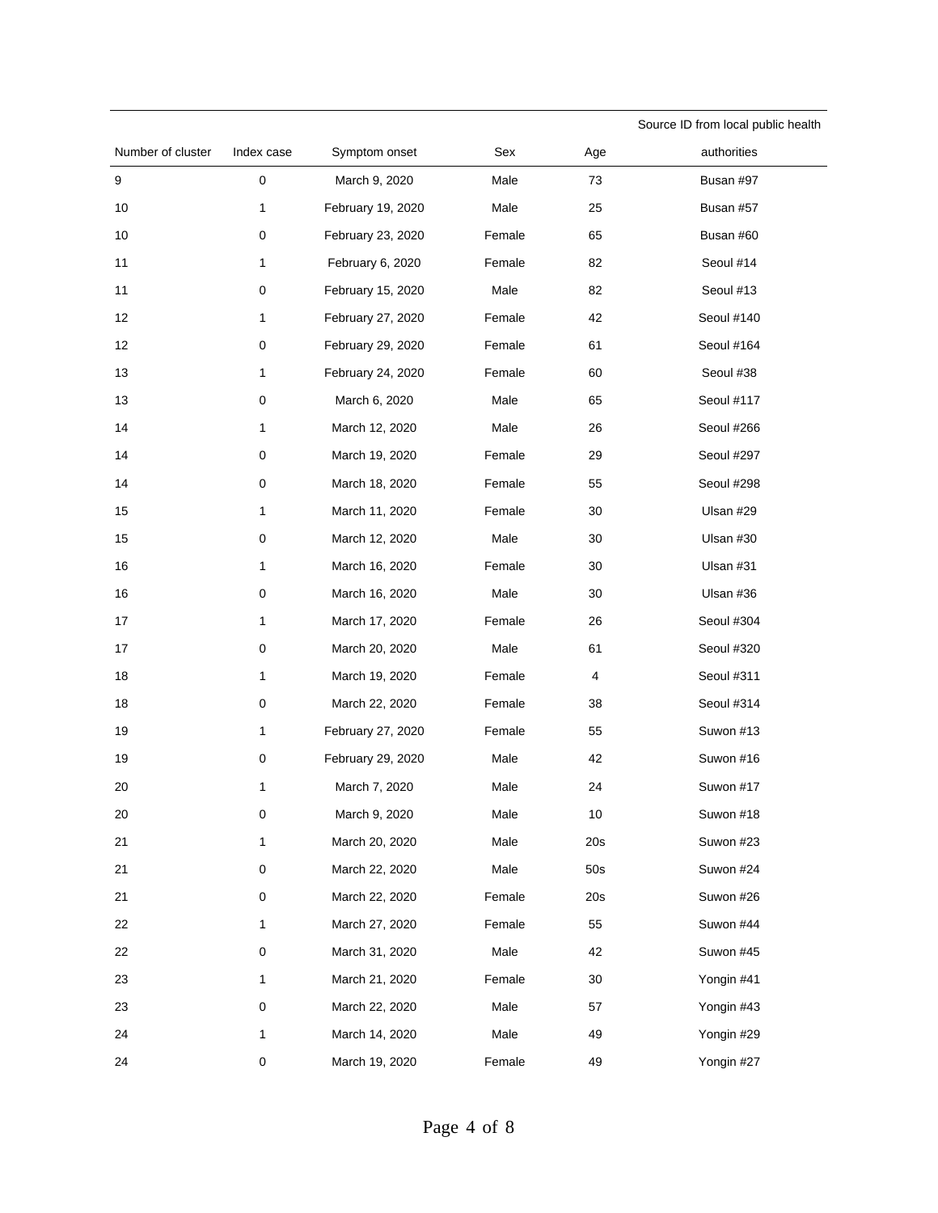| Number of cluster | Index case | Symptom onset | Sex | Age | Source ID from local public health authorities |
|---|---|---|---|---|---|
| 9 | 0 | March 9, 2020 | Male | 73 | Busan #97 |
| 10 | 1 | February 19, 2020 | Male | 25 | Busan #57 |
| 10 | 0 | February 23, 2020 | Female | 65 | Busan #60 |
| 11 | 1 | February 6, 2020 | Female | 82 | Seoul #14 |
| 11 | 0 | February 15, 2020 | Male | 82 | Seoul #13 |
| 12 | 1 | February 27, 2020 | Female | 42 | Seoul #140 |
| 12 | 0 | February 29, 2020 | Female | 61 | Seoul #164 |
| 13 | 1 | February 24, 2020 | Female | 60 | Seoul #38 |
| 13 | 0 | March 6, 2020 | Male | 65 | Seoul #117 |
| 14 | 1 | March 12, 2020 | Male | 26 | Seoul #266 |
| 14 | 0 | March 19, 2020 | Female | 29 | Seoul #297 |
| 14 | 0 | March 18, 2020 | Female | 55 | Seoul #298 |
| 15 | 1 | March 11, 2020 | Female | 30 | Ulsan #29 |
| 15 | 0 | March 12, 2020 | Male | 30 | Ulsan #30 |
| 16 | 1 | March 16, 2020 | Female | 30 | Ulsan #31 |
| 16 | 0 | March 16, 2020 | Male | 30 | Ulsan #36 |
| 17 | 1 | March 17, 2020 | Female | 26 | Seoul #304 |
| 17 | 0 | March 20, 2020 | Male | 61 | Seoul #320 |
| 18 | 1 | March 19, 2020 | Female | 4 | Seoul #311 |
| 18 | 0 | March 22, 2020 | Female | 38 | Seoul #314 |
| 19 | 1 | February 27, 2020 | Female | 55 | Suwon #13 |
| 19 | 0 | February 29, 2020 | Male | 42 | Suwon #16 |
| 20 | 1 | March 7, 2020 | Male | 24 | Suwon #17 |
| 20 | 0 | March 9, 2020 | Male | 10 | Suwon #18 |
| 21 | 1 | March 20, 2020 | Male | 20s | Suwon #23 |
| 21 | 0 | March 22, 2020 | Male | 50s | Suwon #24 |
| 21 | 0 | March 22, 2020 | Female | 20s | Suwon #26 |
| 22 | 1 | March 27, 2020 | Female | 55 | Suwon #44 |
| 22 | 0 | March 31, 2020 | Male | 42 | Suwon #45 |
| 23 | 1 | March 21, 2020 | Female | 30 | Yongin #41 |
| 23 | 0 | March 22, 2020 | Male | 57 | Yongin #43 |
| 24 | 1 | March 14, 2020 | Male | 49 | Yongin #29 |
| 24 | 0 | March 19, 2020 | Female | 49 | Yongin #27 |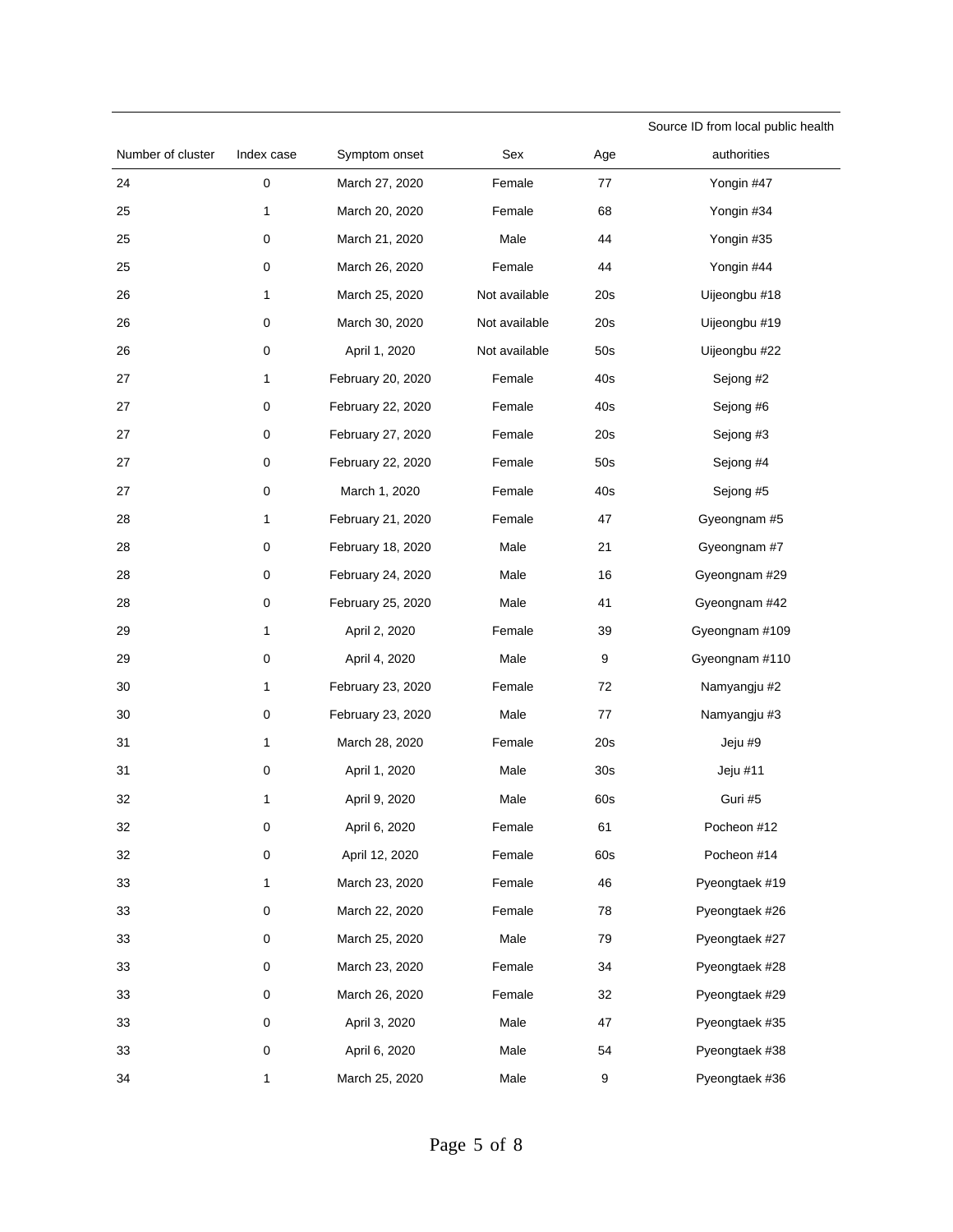| Number of cluster | Index case | Symptom onset | Sex | Age | Source ID from local public health authorities |
|---|---|---|---|---|---|
| 24 | 0 | March 27, 2020 | Female | 77 | Yongin #47 |
| 25 | 1 | March 20, 2020 | Female | 68 | Yongin #34 |
| 25 | 0 | March 21, 2020 | Male | 44 | Yongin #35 |
| 25 | 0 | March 26, 2020 | Female | 44 | Yongin #44 |
| 26 | 1 | March 25, 2020 | Not available | 20s | Uijeongbu #18 |
| 26 | 0 | March 30, 2020 | Not available | 20s | Uijeongbu #19 |
| 26 | 0 | April 1, 2020 | Not available | 50s | Uijeongbu #22 |
| 27 | 1 | February 20, 2020 | Female | 40s | Sejong #2 |
| 27 | 0 | February 22, 2020 | Female | 40s | Sejong #6 |
| 27 | 0 | February 27, 2020 | Female | 20s | Sejong #3 |
| 27 | 0 | February 22, 2020 | Female | 50s | Sejong #4 |
| 27 | 0 | March 1, 2020 | Female | 40s | Sejong #5 |
| 28 | 1 | February 21, 2020 | Female | 47 | Gyeongnam #5 |
| 28 | 0 | February 18, 2020 | Male | 21 | Gyeongnam #7 |
| 28 | 0 | February 24, 2020 | Male | 16 | Gyeongnam #29 |
| 28 | 0 | February 25, 2020 | Male | 41 | Gyeongnam #42 |
| 29 | 1 | April 2, 2020 | Female | 39 | Gyeongnam #109 |
| 29 | 0 | April 4, 2020 | Male | 9 | Gyeongnam #110 |
| 30 | 1 | February 23, 2020 | Female | 72 | Namyangju #2 |
| 30 | 0 | February 23, 2020 | Male | 77 | Namyangju #3 |
| 31 | 1 | March 28, 2020 | Female | 20s | Jeju #9 |
| 31 | 0 | April 1, 2020 | Male | 30s | Jeju #11 |
| 32 | 1 | April 9, 2020 | Male | 60s | Guri #5 |
| 32 | 0 | April 6, 2020 | Female | 61 | Pocheon #12 |
| 32 | 0 | April 12, 2020 | Female | 60s | Pocheon #14 |
| 33 | 1 | March 23, 2020 | Female | 46 | Pyeongtaek #19 |
| 33 | 0 | March 22, 2020 | Female | 78 | Pyeongtaek #26 |
| 33 | 0 | March 25, 2020 | Male | 79 | Pyeongtaek #27 |
| 33 | 0 | March 23, 2020 | Female | 34 | Pyeongtaek #28 |
| 33 | 0 | March 26, 2020 | Female | 32 | Pyeongtaek #29 |
| 33 | 0 | April 3, 2020 | Male | 47 | Pyeongtaek #35 |
| 33 | 0 | April 6, 2020 | Male | 54 | Pyeongtaek #38 |
| 34 | 1 | March 25, 2020 | Male | 9 | Pyeongtaek #36 |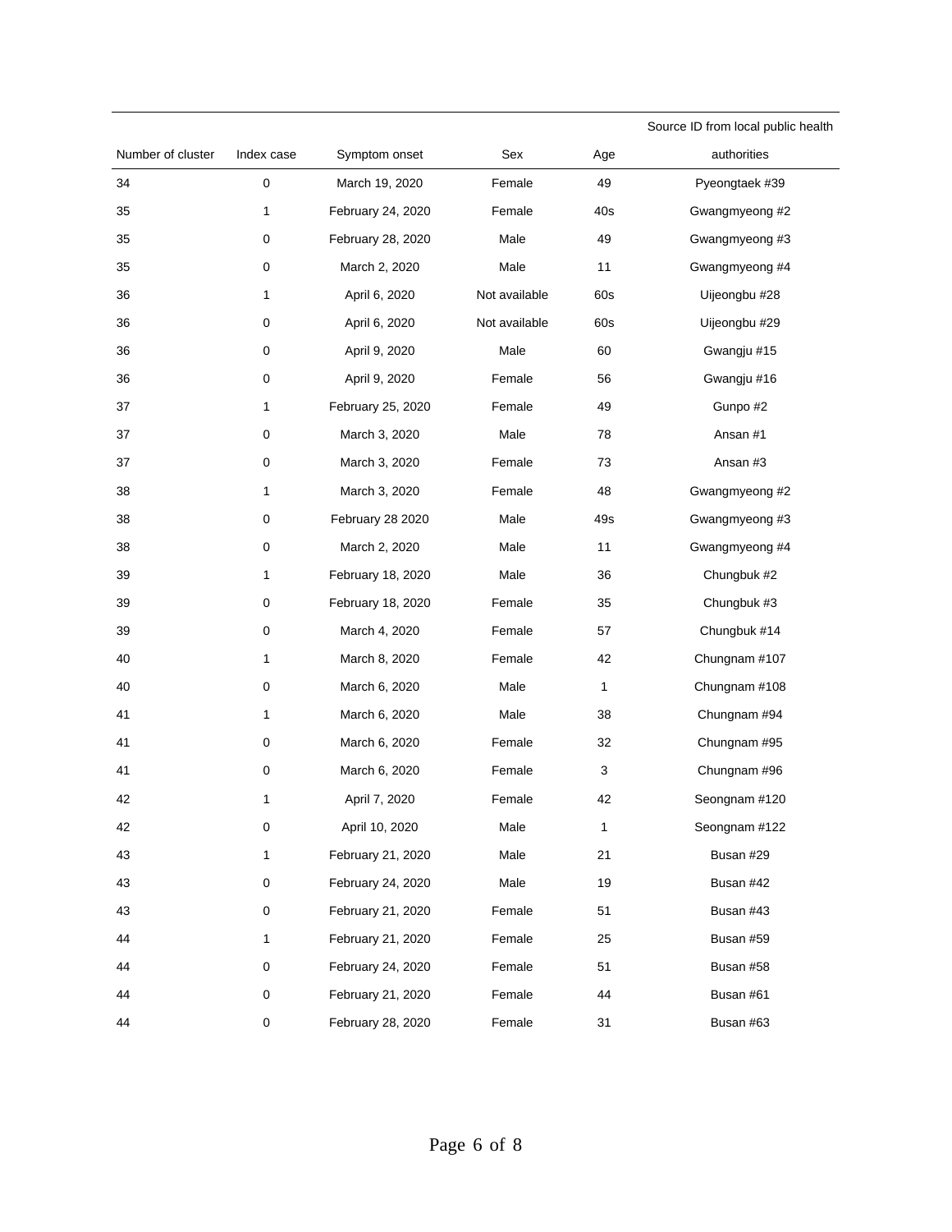| Number of cluster | Index case | Symptom onset | Sex | Age | Source ID from local public health authorities |
|---|---|---|---|---|---|
| 34 | 0 | March 19, 2020 | Female | 49 | Pyeongtaek #39 |
| 35 | 1 | February 24, 2020 | Female | 40s | Gwangmyeong #2 |
| 35 | 0 | February 28, 2020 | Male | 49 | Gwangmyeong #3 |
| 35 | 0 | March 2, 2020 | Male | 11 | Gwangmyeong #4 |
| 36 | 1 | April 6, 2020 | Not available | 60s | Uijeongbu #28 |
| 36 | 0 | April 6, 2020 | Not available | 60s | Uijeongbu #29 |
| 36 | 0 | April 9, 2020 | Male | 60 | Gwangju #15 |
| 36 | 0 | April 9, 2020 | Female | 56 | Gwangju #16 |
| 37 | 1 | February 25, 2020 | Female | 49 | Gunpo #2 |
| 37 | 0 | March 3, 2020 | Male | 78 | Ansan #1 |
| 37 | 0 | March 3, 2020 | Female | 73 | Ansan #3 |
| 38 | 1 | March 3, 2020 | Female | 48 | Gwangmyeong #2 |
| 38 | 0 | February 28 2020 | Male | 49s | Gwangmyeong #3 |
| 38 | 0 | March 2, 2020 | Male | 11 | Gwangmyeong #4 |
| 39 | 1 | February 18, 2020 | Male | 36 | Chungbuk #2 |
| 39 | 0 | February 18, 2020 | Female | 35 | Chungbuk #3 |
| 39 | 0 | March 4, 2020 | Female | 57 | Chungbuk #14 |
| 40 | 1 | March 8, 2020 | Female | 42 | Chungnam #107 |
| 40 | 0 | March 6, 2020 | Male | 1 | Chungnam #108 |
| 41 | 1 | March 6, 2020 | Male | 38 | Chungnam #94 |
| 41 | 0 | March 6, 2020 | Female | 32 | Chungnam #95 |
| 41 | 0 | March 6, 2020 | Female | 3 | Chungnam #96 |
| 42 | 1 | April 7, 2020 | Female | 42 | Seongnam #120 |
| 42 | 0 | April 10, 2020 | Male | 1 | Seongnam #122 |
| 43 | 1 | February 21, 2020 | Male | 21 | Busan #29 |
| 43 | 0 | February 24, 2020 | Male | 19 | Busan #42 |
| 43 | 0 | February 21, 2020 | Female | 51 | Busan #43 |
| 44 | 1 | February 21, 2020 | Female | 25 | Busan #59 |
| 44 | 0 | February 24, 2020 | Female | 51 | Busan #58 |
| 44 | 0 | February 21, 2020 | Female | 44 | Busan #61 |
| 44 | 0 | February 28, 2020 | Female | 31 | Busan #63 |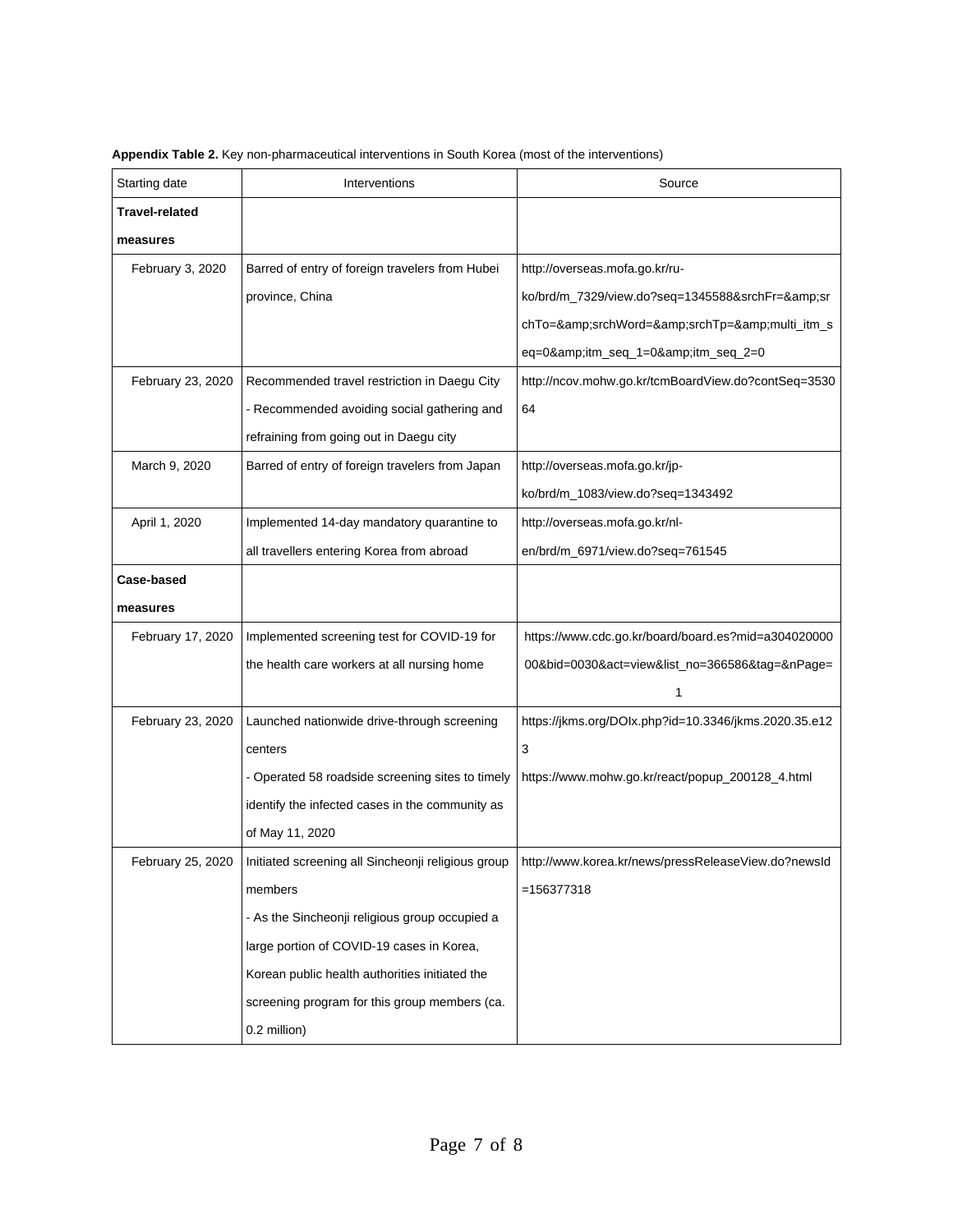**Appendix Table 2.** Key non-pharmaceutical interventions in South Korea (most of the interventions)

| Starting date | Interventions | Source |
| --- | --- | --- |
| **Travel-related measures** | | |
| February 3, 2020 | Barred of entry of foreign travelers from Hubei province, China | http://overseas.mofa.go.kr/ru-ko/brd/m_7329/view.do?seq=1345588&amp;srchFr=&amp;srchTo=&amp;srchWord=&amp;srchTp=&amp;multi_itm_seq=0&amp;itm_seq_1=0&amp;itm_seq_2=0 |
| February 23, 2020 | Recommended travel restriction in Daegu City<br>- Recommended avoiding social gathering and refraining from going out in Daegu city | http://ncov.mohw.go.kr/tcmBoardView.do?contSeq=353064 |
| March 9, 2020 | Barred of entry of foreign travelers from Japan | http://overseas.mofa.go.kr/jp-ko/brd/m_1083/view.do?seq=1343492 |
| April 1, 2020 | Implemented 14-day mandatory quarantine to all travellers entering Korea from abroad | http://overseas.mofa.go.kr/nl-en/brd/m_6971/view.do?seq=761545 |
| **Case-based measures** | | |
| February 17, 2020 | Implemented screening test for COVID-19 for the health care workers at all nursing home | https://www.cdc.go.kr/board/board.es?mid=a30402000000&bid=0030&act=view&list_no=366586&tag=&nPage=1 |
| February 23, 2020 | Launched nationwide drive-through screening centers<br>- Operated 58 roadside screening sites to timely identify the infected cases in the community as of May 11, 2020 | https://jkms.org/DOIx.php?id=10.3346/jkms.2020.35.e123<br>https://www.mohw.go.kr/react/popup_200128_4.html |
| February 25, 2020 | Initiated screening all Sincheonji religious group members<br>- As the Sincheonji religious group occupied a large portion of COVID-19 cases in Korea, Korean public health authorities initiated the screening program for this group members (ca. 0.2 million) | http://www.korea.kr/news/pressReleaseView.do?newsId=156377318 |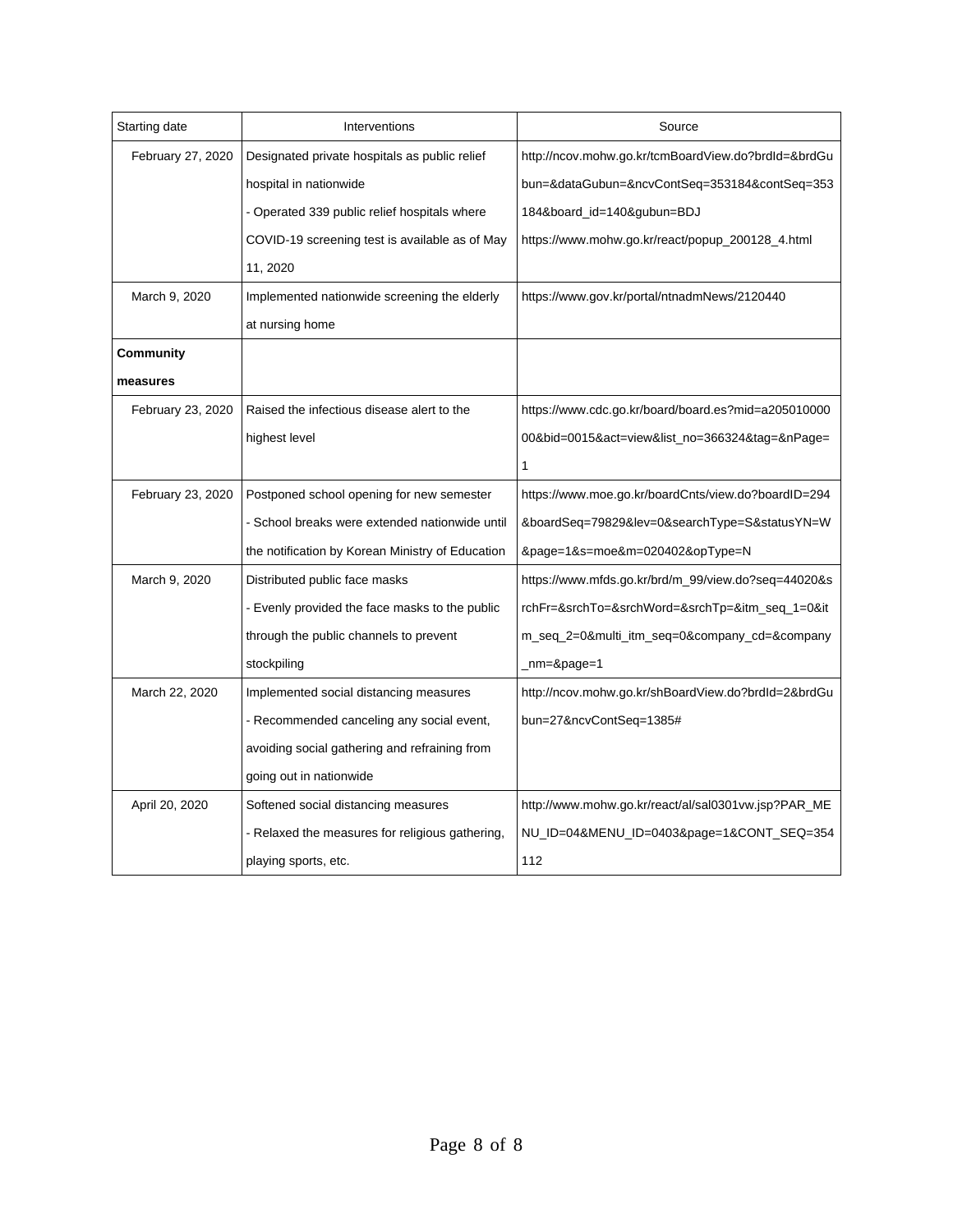| Starting date | Interventions | Source |
| --- | --- | --- |
| February 27, 2020 | Designated private hospitals as public relief hospital in nationwide<br>- Operated 339 public relief hospitals where COVID-19 screening test is available as of May 11, 2020 | http://ncov.mohw.go.kr/tcmBoardView.do?brdId=&brdGubun=&dataGubun=&ncvContSeq=353184&contSeq=353184&board_id=140&gubun=BDJ<br>https://www.mohw.go.kr/react/popup_200128_4.html |
| March 9, 2020 | Implemented nationwide screening the elderly at nursing home | https://www.gov.kr/portal/ntnadmNews/2120440 |
| **Community measures** | | |
| February 23, 2020 | Raised the infectious disease alert to the highest level | https://www.cdc.go.kr/board/board.es?mid=a20501000000&bid=0015&act=view&list_no=366324&tag=&nPage=1 |
| February 23, 2020 | Postponed school opening for new semester<br>- School breaks were extended nationwide until the notification by Korean Ministry of Education | https://www.moe.go.kr/boardCnts/view.do?boardID=294&boardSeq=79829&lev=0&searchType=S&statusYN=W&page=1&s=moe&m=020402&opType=N |
| March 9, 2020 | Distributed public face masks<br>- Evenly provided the face masks to the public through the public channels to prevent stockpiling | https://www.mfds.go.kr/brd/m_99/view.do?seq=44020&srchFr=&srchTo=&srchWord=&srchTp=&itm_seq_1=0&itm_seq_2=0&multi_itm_seq=0&company_cd=&company_nm=&page=1 |
| March 22, 2020 | Implemented social distancing measures<br>- Recommended canceling any social event, avoiding social gathering and refraining from going out in nationwide | http://ncov.mohw.go.kr/shBoardView.do?brdId=2&brdGubun=27&ncvContSeq=1385# |
| April 20, 2020 | Softened social distancing measures<br>- Relaxed the measures for religious gathering, playing sports, etc. | http://www.mohw.go.kr/react/al/sal0301vw.jsp?PAR_MENU_ID=04&MENU_ID=0403&page=1&CONT_SEQ=354112 |